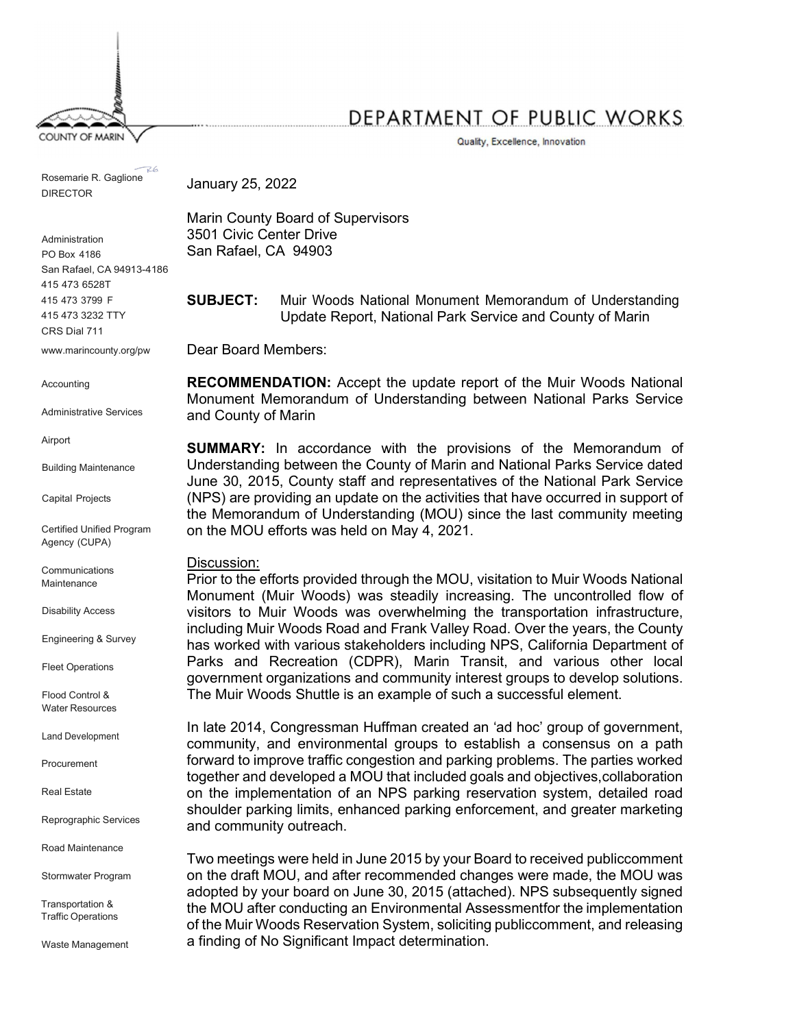# DEPARTMENT OF PUBLIC WORKS

Quality, Excellence, Innovation

COUNTY OF MARIN

Rosemarie R. Gaglione
DIRECTOR

Administration
PO Box 4186
San Rafael, CA 94913-4186
415 473 6528T
415 473 3799 F
415 473 3232 TTY
CRS Dial 711
www.marincounty.org/pw

Accounting

Administrative Services

Airport

Building Maintenance

Capital Projects

Certified Unified Program Agency (CUPA)

Communications Maintenance

Disability Access

Engineering & Survey

Fleet Operations

Flood Control & Water Resources

Land Development

Procurement

Real Estate

Reprographic Services

Road Maintenance

Stormwater Program

Transportation & Traffic Operations

Waste Management

January 25, 2022

Marin County Board of Supervisors
3501 Civic Center Drive
San Rafael, CA 94903

**SUBJECT:** Muir Woods National Monument Memorandum of Understanding Update Report, National Park Service and County of Marin

Dear Board Members:

**RECOMMENDATION:** Accept the update report of the Muir Woods National Monument Memorandum of Understanding between National Parks Service and County of Marin

**SUMMARY:** In accordance with the provisions of the Memorandum of Understanding between the County of Marin and National Parks Service dated June 30, 2015, County staff and representatives of the National Park Service (NPS) are providing an update on the activities that have occurred in support of the Memorandum of Understanding (MOU) since the last community meeting on the MOU efforts was held on May 4, 2021.

Discussion:

Prior to the efforts provided through the MOU, visitation to Muir Woods National Monument (Muir Woods) was steadily increasing. The uncontrolled flow of visitors to Muir Woods was overwhelming the transportation infrastructure, including Muir Woods Road and Frank Valley Road. Over the years, the County has worked with various stakeholders including NPS, California Department of Parks and Recreation (CDPR), Marin Transit, and various other local government organizations and community interest groups to develop solutions. The Muir Woods Shuttle is an example of such a successful element.

In late 2014, Congressman Huffman created an 'ad hoc' group of government, community, and environmental groups to establish a consensus on a path forward to improve traffic congestion and parking problems. The parties worked together and developed a MOU that included goals and objectives,collaboration on the implementation of an NPS parking reservation system, detailed road shoulder parking limits, enhanced parking enforcement, and greater marketing and community outreach.

Two meetings were held in June 2015 by your Board to received publiccomment on the draft MOU, and after recommended changes were made, the MOU was adopted by your board on June 30, 2015 (attached). NPS subsequently signed the MOU after conducting an Environmental Assessmentfor the implementation of the Muir Woods Reservation System, soliciting publiccomment, and releasing a finding of No Significant Impact determination.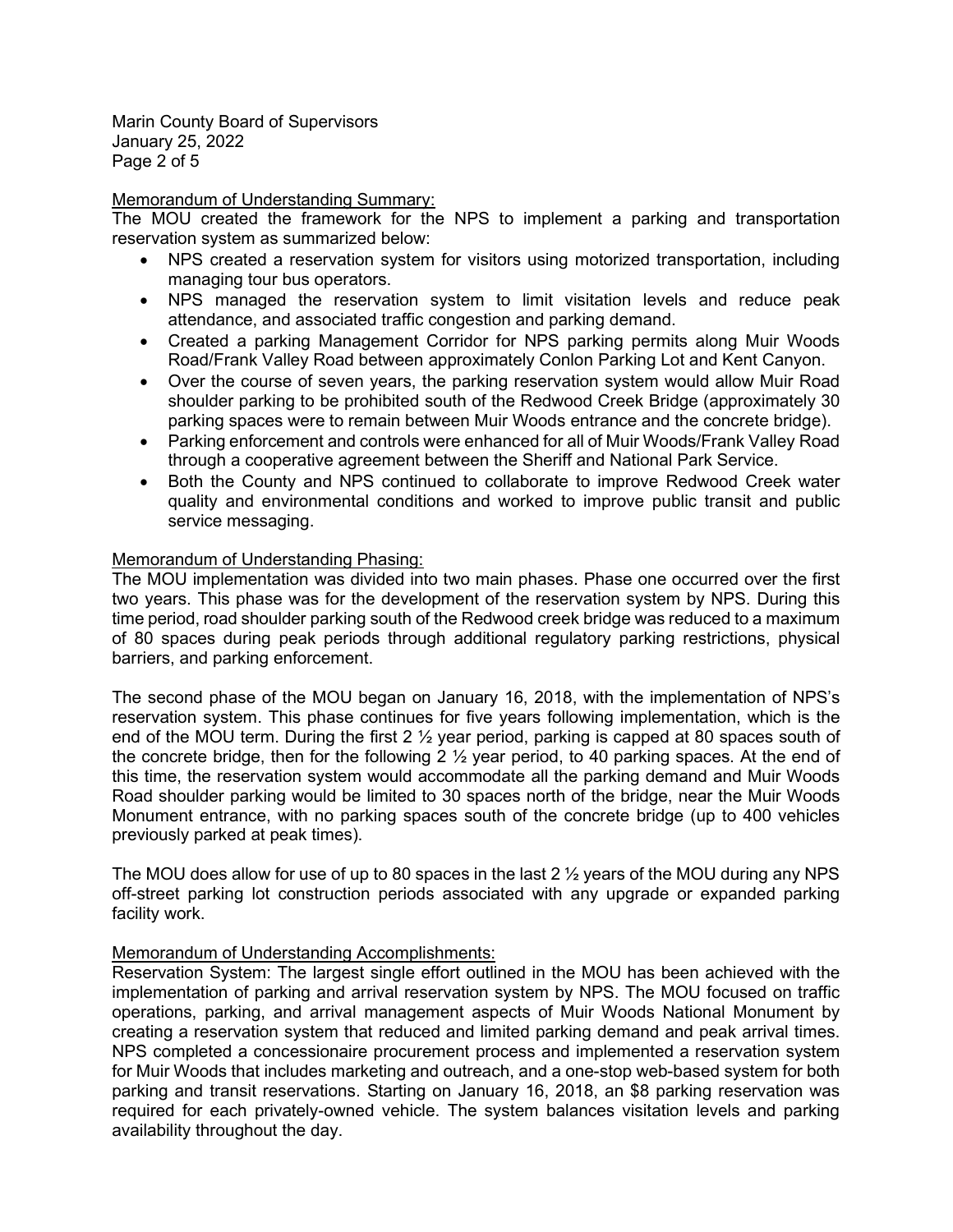Memorandum of Understanding Summary:

The MOU created the framework for the NPS to implement a parking and transportation reservation system as summarized below:

- NPS created a reservation system for visitors using motorized transportation, including managing tour bus operators.
- NPS managed the reservation system to limit visitation levels and reduce peak attendance, and associated traffic congestion and parking demand.
- Created a parking Management Corridor for NPS parking permits along Muir Woods Road/Frank Valley Road between approximately Conlon Parking Lot and Kent Canyon.
- Over the course of seven years, the parking reservation system would allow Muir Road shoulder parking to be prohibited south of the Redwood Creek Bridge (approximately 30 parking spaces were to remain between Muir Woods entrance and the concrete bridge).
- Parking enforcement and controls were enhanced for all of Muir Woods/Frank Valley Road through a cooperative agreement between the Sheriff and National Park Service.
- Both the County and NPS continued to collaborate to improve Redwood Creek water quality and environmental conditions and worked to improve public transit and public service messaging.

Memorandum of Understanding Phasing:

The MOU implementation was divided into two main phases. Phase one occurred over the first two years. This phase was for the development of the reservation system by NPS. During this time period, road shoulder parking south of the Redwood creek bridge was reduced to a maximum of 80 spaces during peak periods through additional regulatory parking restrictions, physical barriers, and parking enforcement.

The second phase of the MOU began on January 16, 2018, with the implementation of NPS's reservation system. This phase continues for five years following implementation, which is the end of the MOU term. During the first 2 ½ year period, parking is capped at 80 spaces south of the concrete bridge, then for the following 2 ½ year period, to 40 parking spaces. At the end of this time, the reservation system would accommodate all the parking demand and Muir Woods Road shoulder parking would be limited to 30 spaces north of the bridge, near the Muir Woods Monument entrance, with no parking spaces south of the concrete bridge (up to 400 vehicles previously parked at peak times).

The MOU does allow for use of up to 80 spaces in the last 2 ½ years of the MOU during any NPS off-street parking lot construction periods associated with any upgrade or expanded parking facility work.

Memorandum of Understanding Accomplishments:

Reservation System: The largest single effort outlined in the MOU has been achieved with the implementation of parking and arrival reservation system by NPS. The MOU focused on traffic operations, parking, and arrival management aspects of Muir Woods National Monument by creating a reservation system that reduced and limited parking demand and peak arrival times. NPS completed a concessionaire procurement process and implemented a reservation system for Muir Woods that includes marketing and outreach, and a one-stop web-based system for both parking and transit reservations. Starting on January 16, 2018, an $8 parking reservation was required for each privately-owned vehicle. The system balances visitation levels and parking availability throughout the day.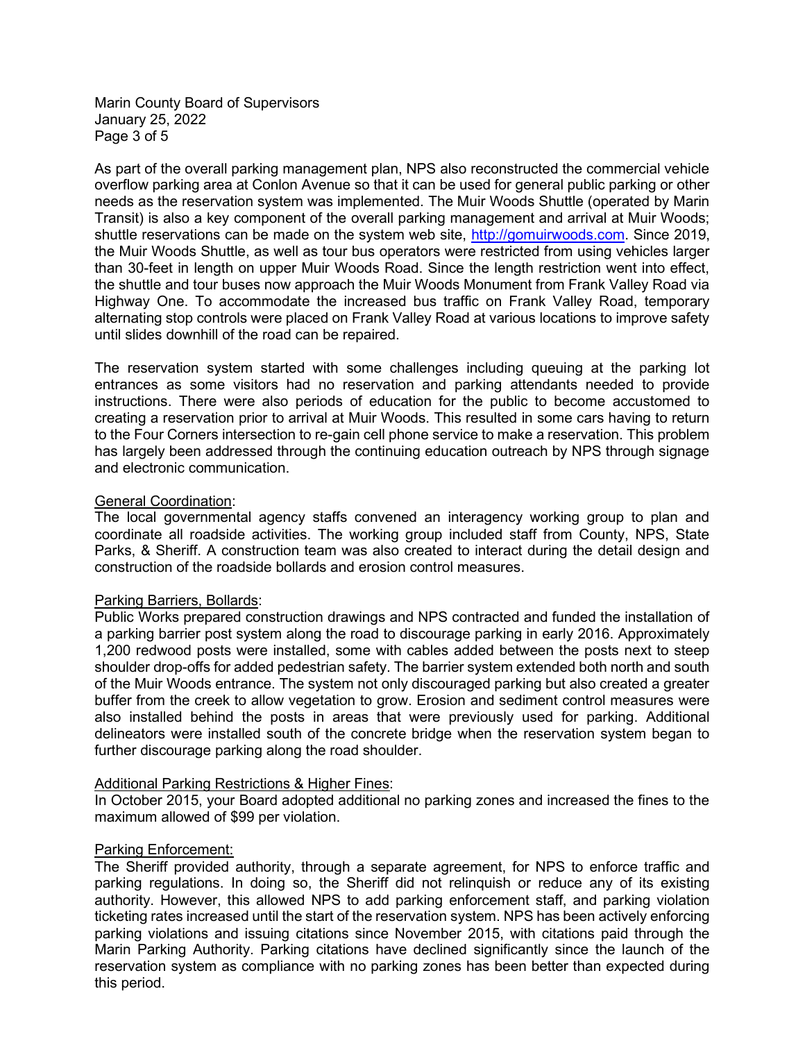As part of the overall parking management plan, NPS also reconstructed the commercial vehicle overflow parking area at Conlon Avenue so that it can be used for general public parking or other needs as the reservation system was implemented. The Muir Woods Shuttle (operated by Marin Transit) is also a key component of the overall parking management and arrival at Muir Woods; shuttle reservations can be made on the system web site, [http://gomuirwoods.com](http://gomuirwoods.com). Since 2019, the Muir Woods Shuttle, as well as tour bus operators were restricted from using vehicles larger than 30-feet in length on upper Muir Woods Road. Since the length restriction went into effect, the shuttle and tour buses now approach the Muir Woods Monument from Frank Valley Road via Highway One. To accommodate the increased bus traffic on Frank Valley Road, temporary alternating stop controls were placed on Frank Valley Road at various locations to improve safety until slides downhill of the road can be repaired.

The reservation system started with some challenges including queuing at the parking lot entrances as some visitors had no reservation and parking attendants needed to provide instructions. There were also periods of education for the public to become accustomed to creating a reservation prior to arrival at Muir Woods. This resulted in some cars having to return to the Four Corners intersection to re-gain cell phone service to make a reservation. This problem has largely been addressed through the continuing education outreach by NPS through signage and electronic communication.

<u>General Coordination</u>:
The local governmental agency staffs convened an interagency working group to plan and coordinate all roadside activities. The working group included staff from County, NPS, State Parks, & Sheriff. A construction team was also created to interact during the detail design and construction of the roadside bollards and erosion control measures.

<u>Parking Barriers, Bollards</u>:
Public Works prepared construction drawings and NPS contracted and funded the installation of a parking barrier post system along the road to discourage parking in early 2016. Approximately 1,200 redwood posts were installed, some with cables added between the posts next to steep shoulder drop-offs for added pedestrian safety. The barrier system extended both north and south of the Muir Woods entrance. The system not only discouraged parking but also created a greater buffer from the creek to allow vegetation to grow. Erosion and sediment control measures were also installed behind the posts in areas that were previously used for parking. Additional delineators were installed south of the concrete bridge when the reservation system began to further discourage parking along the road shoulder.

<u>Additional Parking Restrictions & Higher Fines</u>:
In October 2015, your Board adopted additional no parking zones and increased the fines to the maximum allowed of $99 per violation.

<u>Parking Enforcement:</u>
The Sheriff provided authority, through a separate agreement, for NPS to enforce traffic and parking regulations. In doing so, the Sheriff did not relinquish or reduce any of its existing authority. However, this allowed NPS to add parking enforcement staff, and parking violation ticketing rates increased until the start of the reservation system. NPS has been actively enforcing parking violations and issuing citations since November 2015, with citations paid through the Marin Parking Authority. Parking citations have declined significantly since the launch of the reservation system as compliance with no parking zones has been better than expected during this period.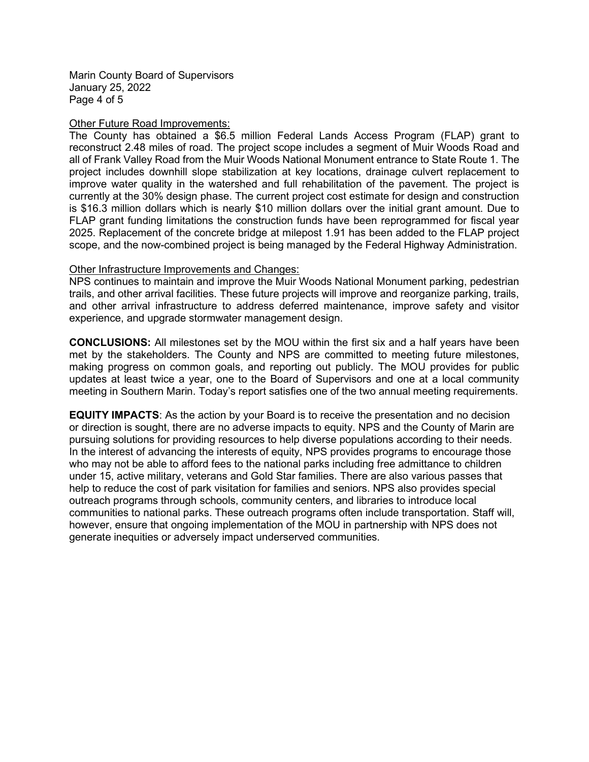Other Future Road Improvements:

The County has obtained a $6.5 million Federal Lands Access Program (FLAP) grant to reconstruct 2.48 miles of road. The project scope includes a segment of Muir Woods Road and all of Frank Valley Road from the Muir Woods National Monument entrance to State Route 1. The project includes downhill slope stabilization at key locations, drainage culvert replacement to improve water quality in the watershed and full rehabilitation of the pavement. The project is currently at the 30% design phase. The current project cost estimate for design and construction is $16.3 million dollars which is nearly $10 million dollars over the initial grant amount. Due to FLAP grant funding limitations the construction funds have been reprogrammed for fiscal year 2025. Replacement of the concrete bridge at milepost 1.91 has been added to the FLAP project scope, and the now-combined project is being managed by the Federal Highway Administration.

Other Infrastructure Improvements and Changes:

NPS continues to maintain and improve the Muir Woods National Monument parking, pedestrian trails, and other arrival facilities. These future projects will improve and reorganize parking, trails, and other arrival infrastructure to address deferred maintenance, improve safety and visitor experience, and upgrade stormwater management design.

**CONCLUSIONS:** All milestones set by the MOU within the first six and a half years have been met by the stakeholders. The County and NPS are committed to meeting future milestones, making progress on common goals, and reporting out publicly. The MOU provides for public updates at least twice a year, one to the Board of Supervisors and one at a local community meeting in Southern Marin. Today's report satisfies one of the two annual meeting requirements.

**EQUITY IMPACTS**: As the action by your Board is to receive the presentation and no decision or direction is sought, there are no adverse impacts to equity. NPS and the County of Marin are pursuing solutions for providing resources to help diverse populations according to their needs. In the interest of advancing the interests of equity, NPS provides programs to encourage those who may not be able to afford fees to the national parks including free admittance to children under 15, active military, veterans and Gold Star families. There are also various passes that help to reduce the cost of park visitation for families and seniors. NPS also provides special outreach programs through schools, community centers, and libraries to introduce local communities to national parks. These outreach programs often include transportation. Staff will, however, ensure that ongoing implementation of the MOU in partnership with NPS does not generate inequities or adversely impact underserved communities.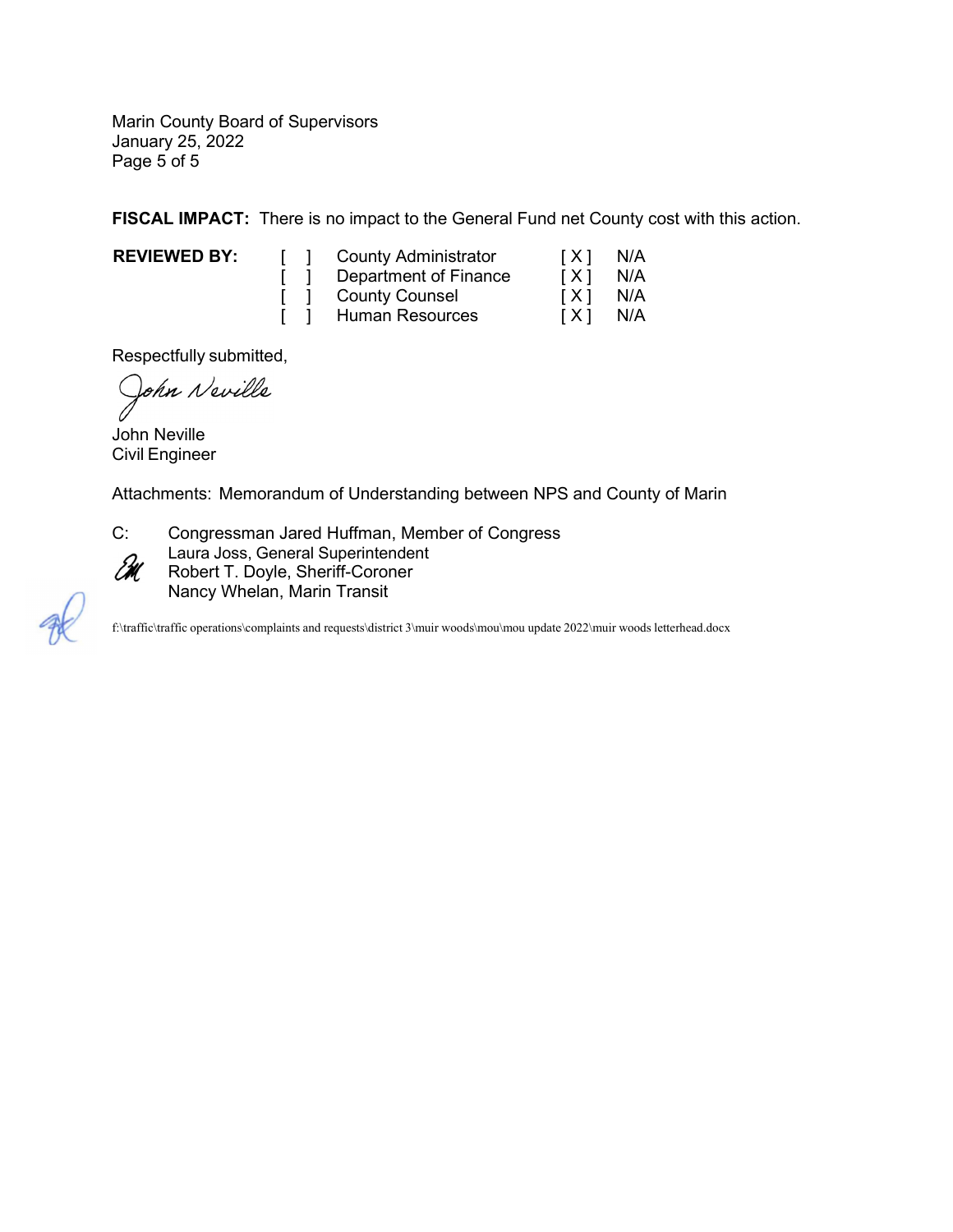Marin County Board of Supervisors
January 25, 2022

**FISCAL IMPACT:** There is no impact to the General Fund net County cost with this action.

| | | | | |
|---|---|---|---|---|
| **REVIEWED BY:** | [ ] | County Administrator | [ X ] | N/A |
| | [ ] | Department of Finance | [ X ] | N/A |
| | [ ] | County Counsel | [ X ] | N/A |
| | [ ] | Human Resources | [ X ] | N/A |

Respectfully submitted,

John Neville

John Neville
Civil Engineer

Attachments: Memorandum of Understanding between NPS and County of Marin

C: Congressman Jared Huffman, Member of Congress
Laura Joss, General Superintendent
Robert T. Doyle, Sheriff-Coroner
Nancy Whelan, Marin Transit

f:\traffic\traffic operations\complaints and requests\district 3\muir woods\mou\mou update 2022\muir woods letterhead.docx